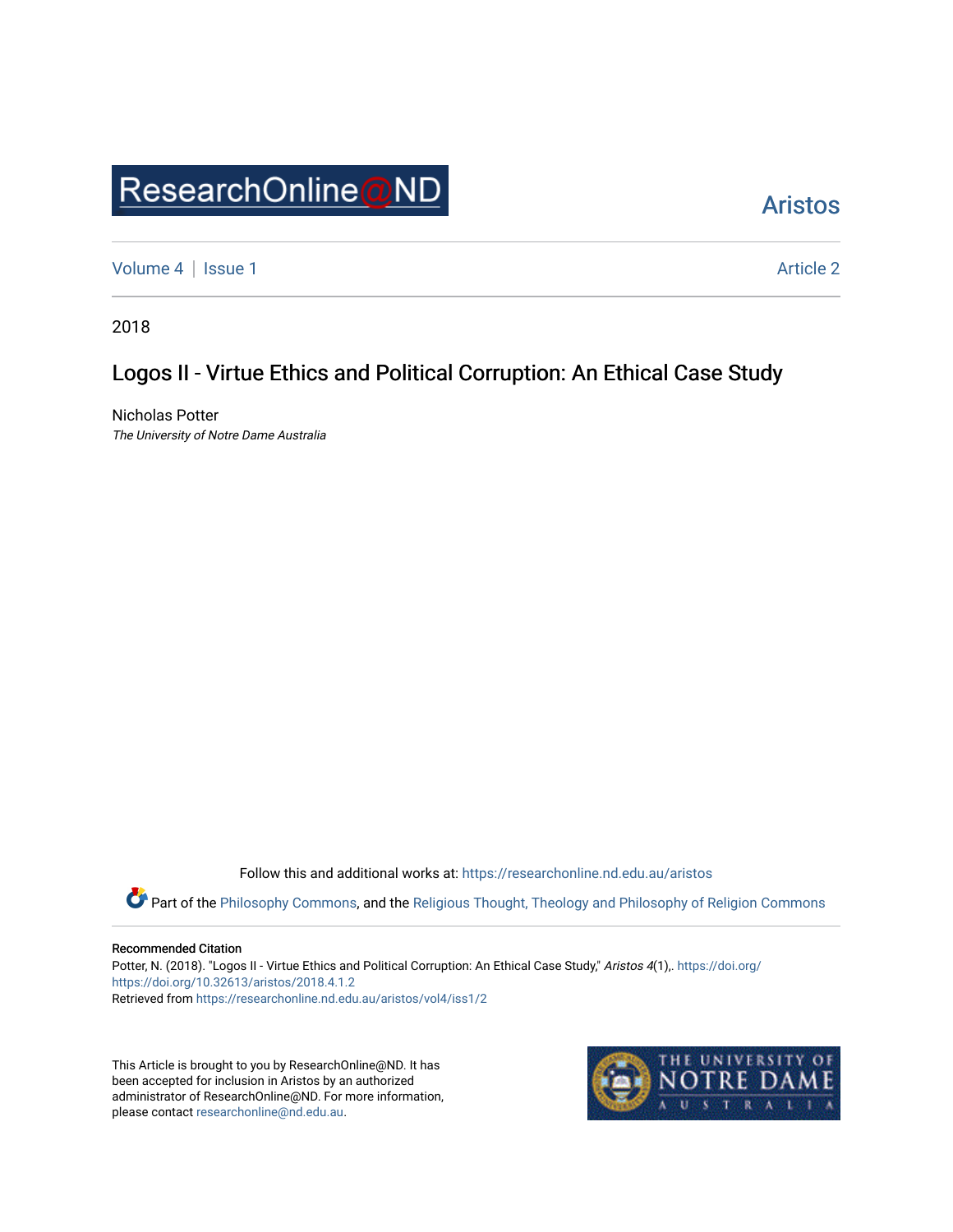ResearchOnline@ND

Aristos

Volume 4 | Issue 1 Article 2

2018

# Logos II - Virtue Ethics and Political Corruption: An Ethical Case Study

Nicholas Potter
*The University of Notre Dame Australia*

Follow this and additional works at: https://researchonline.nd.edu.au/aristos

Part of the Philosophy Commons, and the Religious Thought, Theology and Philosophy of Religion Commons

Recommended Citation
Potter, N. (2018). "Logos II - Virtue Ethics and Political Corruption: An Ethical Case Study," *Aristos 4*(1),. https://doi.org/https://doi.org/10.32613/aristos/2018.4.1.2
Retrieved from https://researchonline.nd.edu.au/aristos/vol4/iss1/2

This Article is brought to you by ResearchOnline@ND. It has been accepted for inclusion in Aristos by an authorized administrator of ResearchOnline@ND. For more information, please contact researchonline@nd.edu.au.

THE UNIVERSITY OF NOTRE DAME AUSTRALIA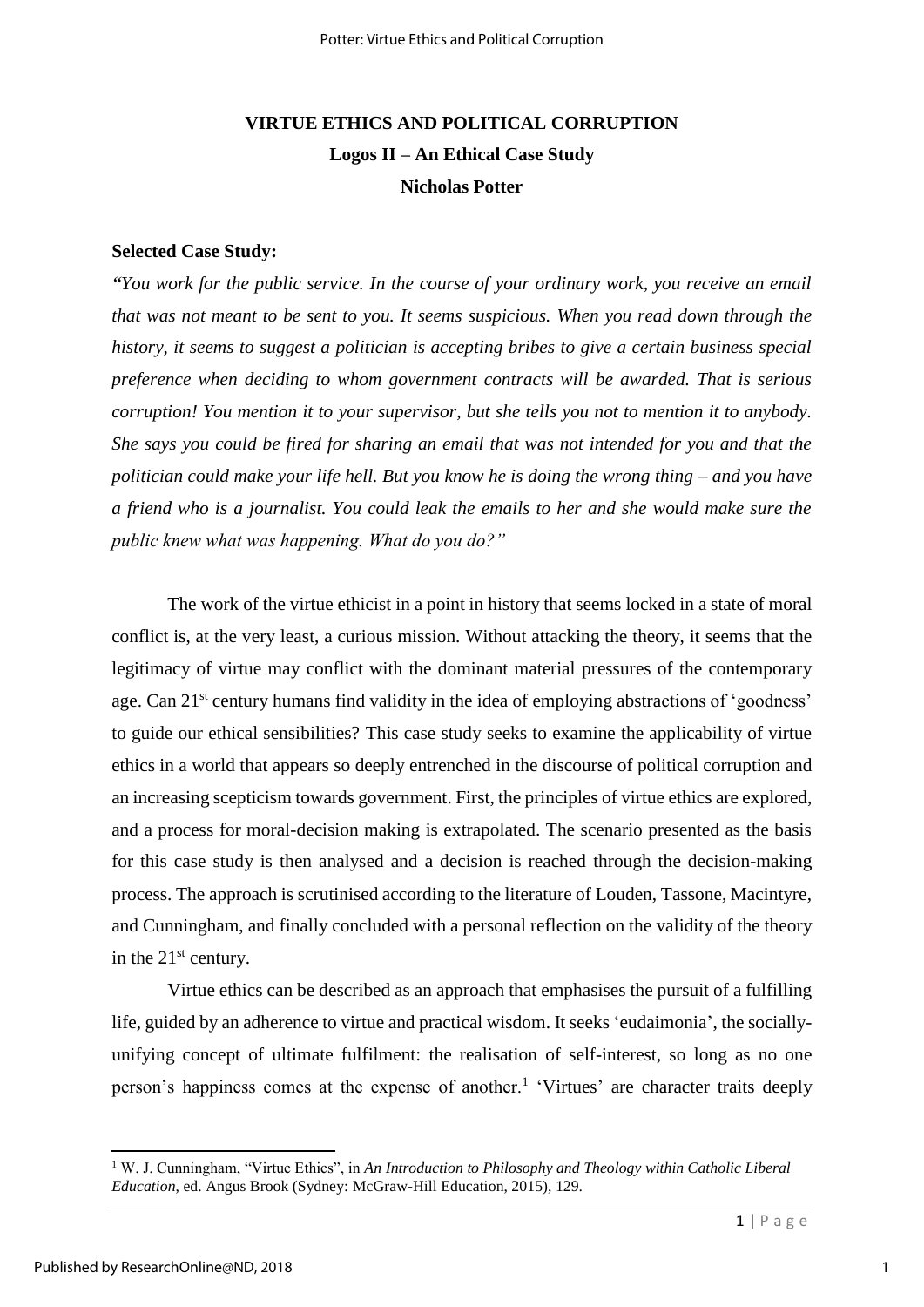# VIRTUE ETHICS AND POLITICAL CORRUPTION

**Logos II – An Ethical Case Study**

**Nicholas Potter**

**Selected Case Study:**

***"****You work for the public service. In the course of your ordinary work, you receive an email that was not meant to be sent to you. It seems suspicious. When you read down through the history, it seems to suggest a politician is accepting bribes to give a certain business special preference when deciding to whom government contracts will be awarded. That is serious corruption! You mention it to your supervisor, but she tells you not to mention it to anybody. She says you could be fired for sharing an email that was not intended for you and that the politician could make your life hell. But you know he is doing the wrong thing – and you have a friend who is a journalist. You could leak the emails to her and she would make sure the public knew what was happening. What do you do?"*

The work of the virtue ethicist in a point in history that seems locked in a state of moral conflict is, at the very least, a curious mission. Without attacking the theory, it seems that the legitimacy of virtue may conflict with the dominant material pressures of the contemporary age. Can 21st century humans find validity in the idea of employing abstractions of 'goodness' to guide our ethical sensibilities? This case study seeks to examine the applicability of virtue ethics in a world that appears so deeply entrenched in the discourse of political corruption and an increasing scepticism towards government. First, the principles of virtue ethics are explored, and a process for moral-decision making is extrapolated. The scenario presented as the basis for this case study is then analysed and a decision is reached through the decision-making process. The approach is scrutinised according to the literature of Louden, Tassone, Macintyre, and Cunningham, and finally concluded with a personal reflection on the validity of the theory in the 21st century.

Virtue ethics can be described as an approach that emphasises the pursuit of a fulfilling life, guided by an adherence to virtue and practical wisdom. It seeks 'eudaimonia', the socially-unifying concept of ultimate fulfilment: the realisation of self-interest, so long as no one person's happiness comes at the expense of another.[1] 'Virtues' are character traits deeply

[1] W. J. Cunningham, "Virtue Ethics", in *An Introduction to Philosophy and Theology within Catholic Liberal Education*, ed. Angus Brook (Sydney: McGraw-Hill Education, 2015), 129.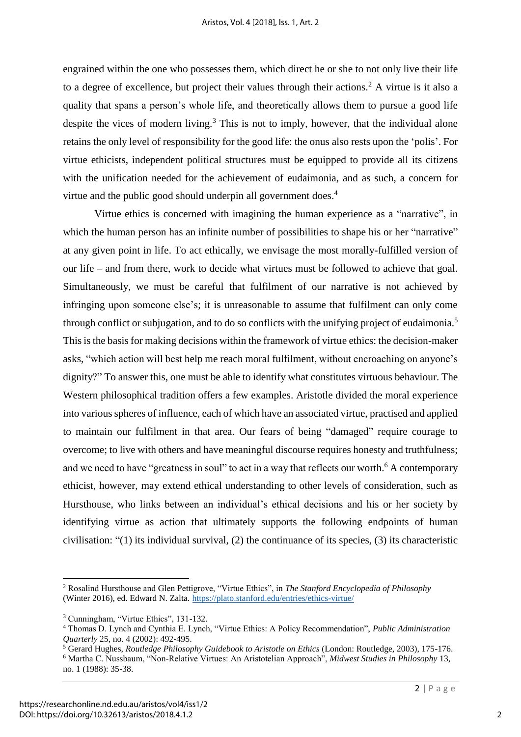engrained within the one who possesses them, which direct he or she to not only live their life to a degree of excellence, but project their values through their actions.[2] A virtue is it also a quality that spans a person's whole life, and theoretically allows them to pursue a good life despite the vices of modern living.[3] This is not to imply, however, that the individual alone retains the only level of responsibility for the good life: the onus also rests upon the 'polis'. For virtue ethicists, independent political structures must be equipped to provide all its citizens with the unification needed for the achievement of eudaimonia, and as such, a concern for virtue and the public good should underpin all government does.[4]

Virtue ethics is concerned with imagining the human experience as a "narrative", in which the human person has an infinite number of possibilities to shape his or her "narrative" at any given point in life. To act ethically, we envisage the most morally-fulfilled version of our life – and from there, work to decide what virtues must be followed to achieve that goal. Simultaneously, we must be careful that fulfilment of our narrative is not achieved by infringing upon someone else's; it is unreasonable to assume that fulfilment can only come through conflict or subjugation, and to do so conflicts with the unifying project of eudaimonia.[5] This is the basis for making decisions within the framework of virtue ethics: the decision-maker asks, "which action will best help me reach moral fulfilment, without encroaching on anyone's dignity?" To answer this, one must be able to identify what constitutes virtuous behaviour. The Western philosophical tradition offers a few examples. Aristotle divided the moral experience into various spheres of influence, each of which have an associated virtue, practised and applied to maintain our fulfilment in that area. Our fears of being "damaged" require courage to overcome; to live with others and have meaningful discourse requires honesty and truthfulness; and we need to have "greatness in soul" to act in a way that reflects our worth.[6] A contemporary ethicist, however, may extend ethical understanding to other levels of consideration, such as Hursthouse, who links between an individual's ethical decisions and his or her society by identifying virtue as action that ultimately supports the following endpoints of human civilisation: "(1) its individual survival, (2) the continuance of its species, (3) its characteristic

---

[2] Rosalind Hursthouse and Glen Pettigrove, "Virtue Ethics", in *The Stanford Encyclopedia of Philosophy* (Winter 2016), ed. Edward N. Zalta. https://plato.stanford.edu/entries/ethics-virtue/

[3] Cunningham, "Virtue Ethics", 131-132.

[4] Thomas D. Lynch and Cynthia E. Lynch, "Virtue Ethics: A Policy Recommendation", *Public Administration Quarterly* 25, no. 4 (2002): 492-495.

[5] Gerard Hughes, *Routledge Philosophy Guidebook to Aristotle on Ethics* (London: Routledge, 2003), 175-176.

[6] Martha C. Nussbaum, "Non-Relative Virtues: An Aristotelian Approach", *Midwest Studies in Philosophy* 13, no. 1 (1988): 35-38.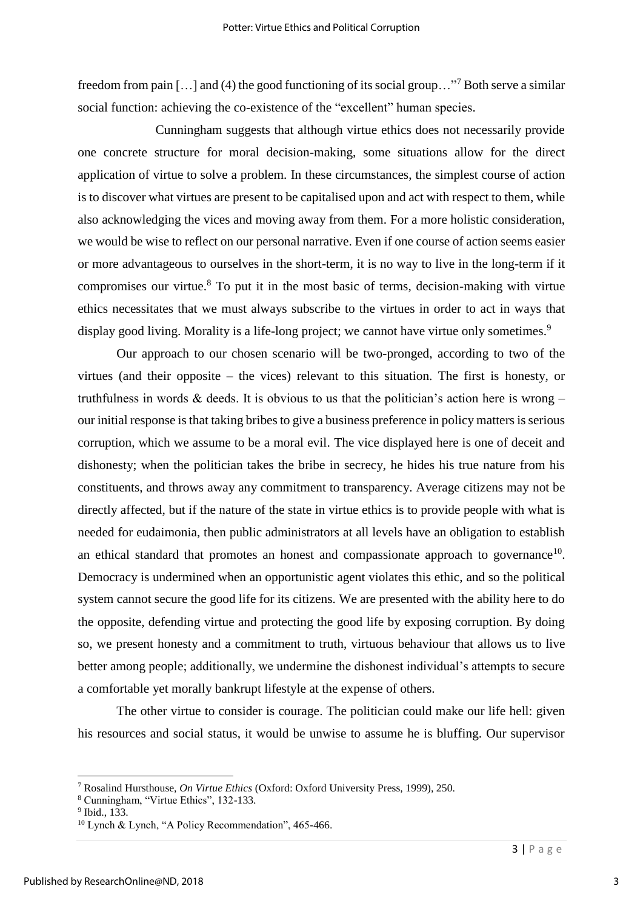freedom from pain […] and (4) the good functioning of its social group…"[7] Both serve a similar social function: achieving the co-existence of the "excellent" human species.

Cunningham suggests that although virtue ethics does not necessarily provide one concrete structure for moral decision-making, some situations allow for the direct application of virtue to solve a problem. In these circumstances, the simplest course of action is to discover what virtues are present to be capitalised upon and act with respect to them, while also acknowledging the vices and moving away from them. For a more holistic consideration, we would be wise to reflect on our personal narrative. Even if one course of action seems easier or more advantageous to ourselves in the short-term, it is no way to live in the long-term if it compromises our virtue.[8] To put it in the most basic of terms, decision-making with virtue ethics necessitates that we must always subscribe to the virtues in order to act in ways that display good living. Morality is a life-long project; we cannot have virtue only sometimes.[9]

Our approach to our chosen scenario will be two-pronged, according to two of the virtues (and their opposite – the vices) relevant to this situation. The first is honesty, or truthfulness in words & deeds. It is obvious to us that the politician's action here is wrong – our initial response is that taking bribes to give a business preference in policy matters is serious corruption, which we assume to be a moral evil. The vice displayed here is one of deceit and dishonesty; when the politician takes the bribe in secrecy, he hides his true nature from his constituents, and throws away any commitment to transparency. Average citizens may not be directly affected, but if the nature of the state in virtue ethics is to provide people with what is needed for eudaimonia, then public administrators at all levels have an obligation to establish an ethical standard that promotes an honest and compassionate approach to governance[10]. Democracy is undermined when an opportunistic agent violates this ethic, and so the political system cannot secure the good life for its citizens. We are presented with the ability here to do the opposite, defending virtue and protecting the good life by exposing corruption. By doing so, we present honesty and a commitment to truth, virtuous behaviour that allows us to live better among people; additionally, we undermine the dishonest individual's attempts to secure a comfortable yet morally bankrupt lifestyle at the expense of others.

The other virtue to consider is courage. The politician could make our life hell: given his resources and social status, it would be unwise to assume he is bluffing. Our supervisor

---

[7] Rosalind Hursthouse, *On Virtue Ethics* (Oxford: Oxford University Press, 1999), 250.

[8] Cunningham, "Virtue Ethics", 132-133.

[9] Ibid., 133.

[10] Lynch & Lynch, "A Policy Recommendation", 465-466.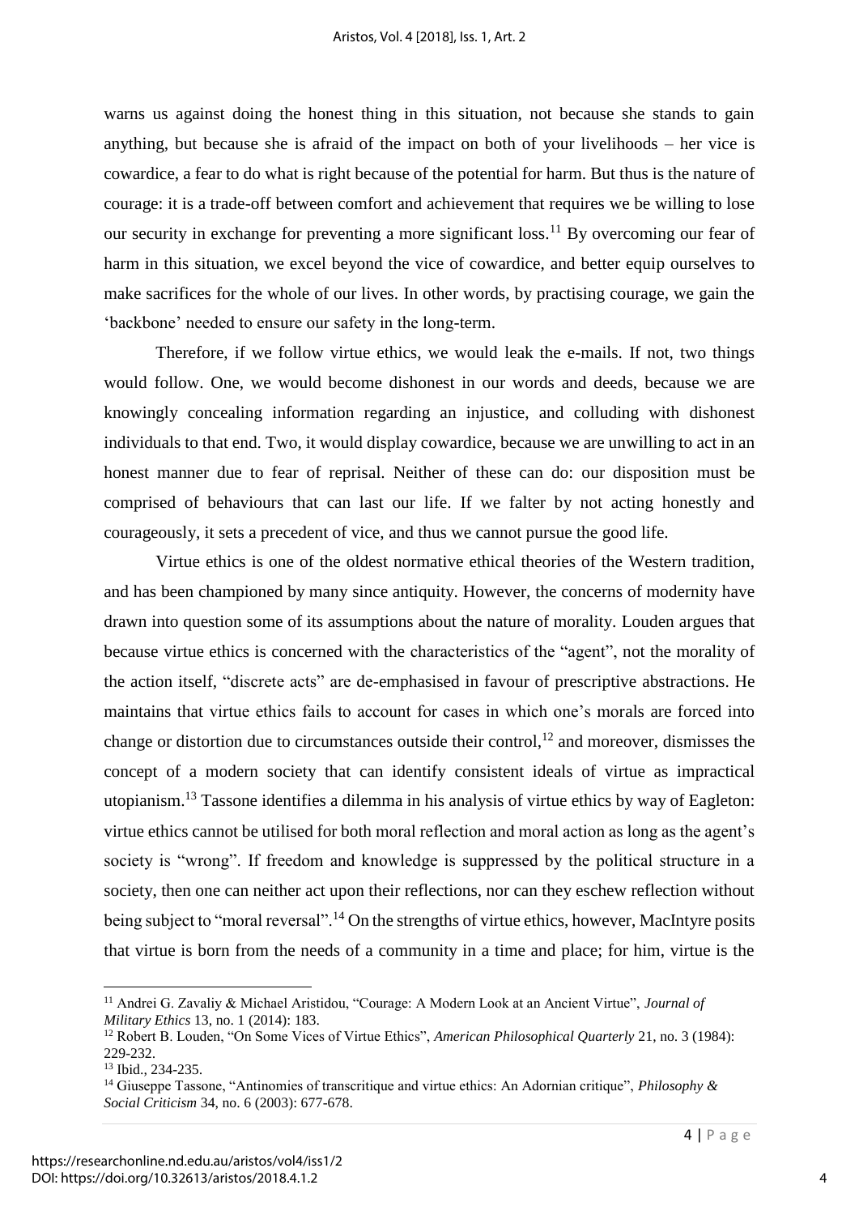warns us against doing the honest thing in this situation, not because she stands to gain anything, but because she is afraid of the impact on both of your livelihoods – her vice is cowardice, a fear to do what is right because of the potential for harm. But thus is the nature of courage: it is a trade-off between comfort and achievement that requires we be willing to lose our security in exchange for preventing a more significant loss.[11] By overcoming our fear of harm in this situation, we excel beyond the vice of cowardice, and better equip ourselves to make sacrifices for the whole of our lives. In other words, by practising courage, we gain the 'backbone' needed to ensure our safety in the long-term.

Therefore, if we follow virtue ethics, we would leak the e-mails. If not, two things would follow. One, we would become dishonest in our words and deeds, because we are knowingly concealing information regarding an injustice, and colluding with dishonest individuals to that end. Two, it would display cowardice, because we are unwilling to act in an honest manner due to fear of reprisal. Neither of these can do: our disposition must be comprised of behaviours that can last our life. If we falter by not acting honestly and courageously, it sets a precedent of vice, and thus we cannot pursue the good life.

Virtue ethics is one of the oldest normative ethical theories of the Western tradition, and has been championed by many since antiquity. However, the concerns of modernity have drawn into question some of its assumptions about the nature of morality. Louden argues that because virtue ethics is concerned with the characteristics of the "agent", not the morality of the action itself, "discrete acts" are de-emphasised in favour of prescriptive abstractions. He maintains that virtue ethics fails to account for cases in which one's morals are forced into change or distortion due to circumstances outside their control,[12] and moreover, dismisses the concept of a modern society that can identify consistent ideals of virtue as impractical utopianism.[13] Tassone identifies a dilemma in his analysis of virtue ethics by way of Eagleton: virtue ethics cannot be utilised for both moral reflection and moral action as long as the agent's society is "wrong". If freedom and knowledge is suppressed by the political structure in a society, then one can neither act upon their reflections, nor can they eschew reflection without being subject to "moral reversal".[14] On the strengths of virtue ethics, however, MacIntyre posits that virtue is born from the needs of a community in a time and place; for him, virtue is the

---

[11] Andrei G. Zavaliy & Michael Aristidou, "Courage: A Modern Look at an Ancient Virtue", *Journal of Military Ethics* 13, no. 1 (2014): 183.

[12] Robert B. Louden, "On Some Vices of Virtue Ethics", *American Philosophical Quarterly* 21, no. 3 (1984): 229-232.

[13] Ibid., 234-235.

[14] Giuseppe Tassone, "Antinomies of transcritique and virtue ethics: An Adornian critique", *Philosophy & Social Criticism* 34, no. 6 (2003): 677-678.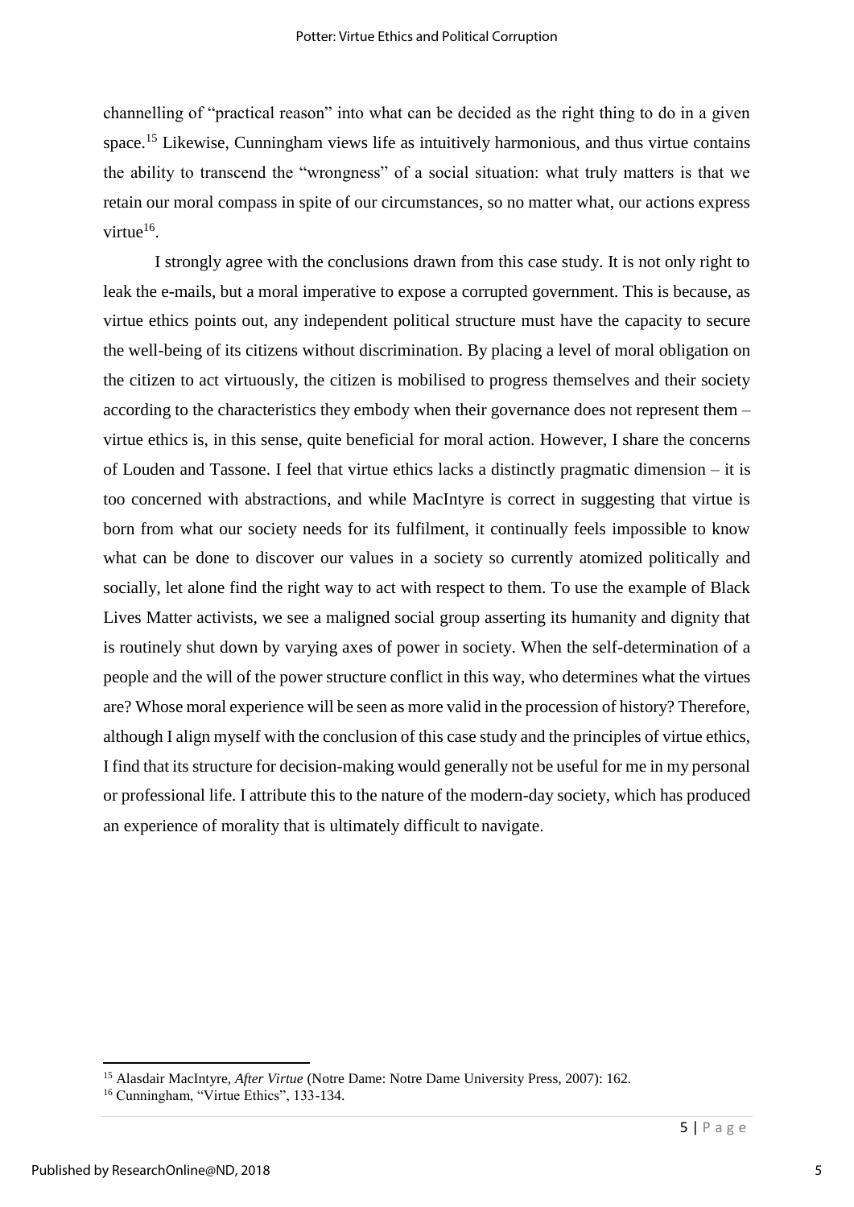channelling of "practical reason" into what can be decided as the right thing to do in a given space.[15] Likewise, Cunningham views life as intuitively harmonious, and thus virtue contains the ability to transcend the "wrongness" of a social situation: what truly matters is that we retain our moral compass in spite of our circumstances, so no matter what, our actions express virtue[16].

I strongly agree with the conclusions drawn from this case study. It is not only right to leak the e-mails, but a moral imperative to expose a corrupted government. This is because, as virtue ethics points out, any independent political structure must have the capacity to secure the well-being of its citizens without discrimination. By placing a level of moral obligation on the citizen to act virtuously, the citizen is mobilised to progress themselves and their society according to the characteristics they embody when their governance does not represent them – virtue ethics is, in this sense, quite beneficial for moral action. However, I share the concerns of Louden and Tassone. I feel that virtue ethics lacks a distinctly pragmatic dimension – it is too concerned with abstractions, and while MacIntyre is correct in suggesting that virtue is born from what our society needs for its fulfilment, it continually feels impossible to know what can be done to discover our values in a society so currently atomized politically and socially, let alone find the right way to act with respect to them. To use the example of Black Lives Matter activists, we see a maligned social group asserting its humanity and dignity that is routinely shut down by varying axes of power in society. When the self-determination of a people and the will of the power structure conflict in this way, who determines what the virtues are? Whose moral experience will be seen as more valid in the procession of history? Therefore, although I align myself with the conclusion of this case study and the principles of virtue ethics, I find that its structure for decision-making would generally not be useful for me in my personal or professional life. I attribute this to the nature of the modern-day society, which has produced an experience of morality that is ultimately difficult to navigate.

---

[15] Alasdair MacIntyre, *After Virtue* (Notre Dame: Notre Dame University Press, 2007): 162.

[16] Cunningham, "Virtue Ethics", 133-134.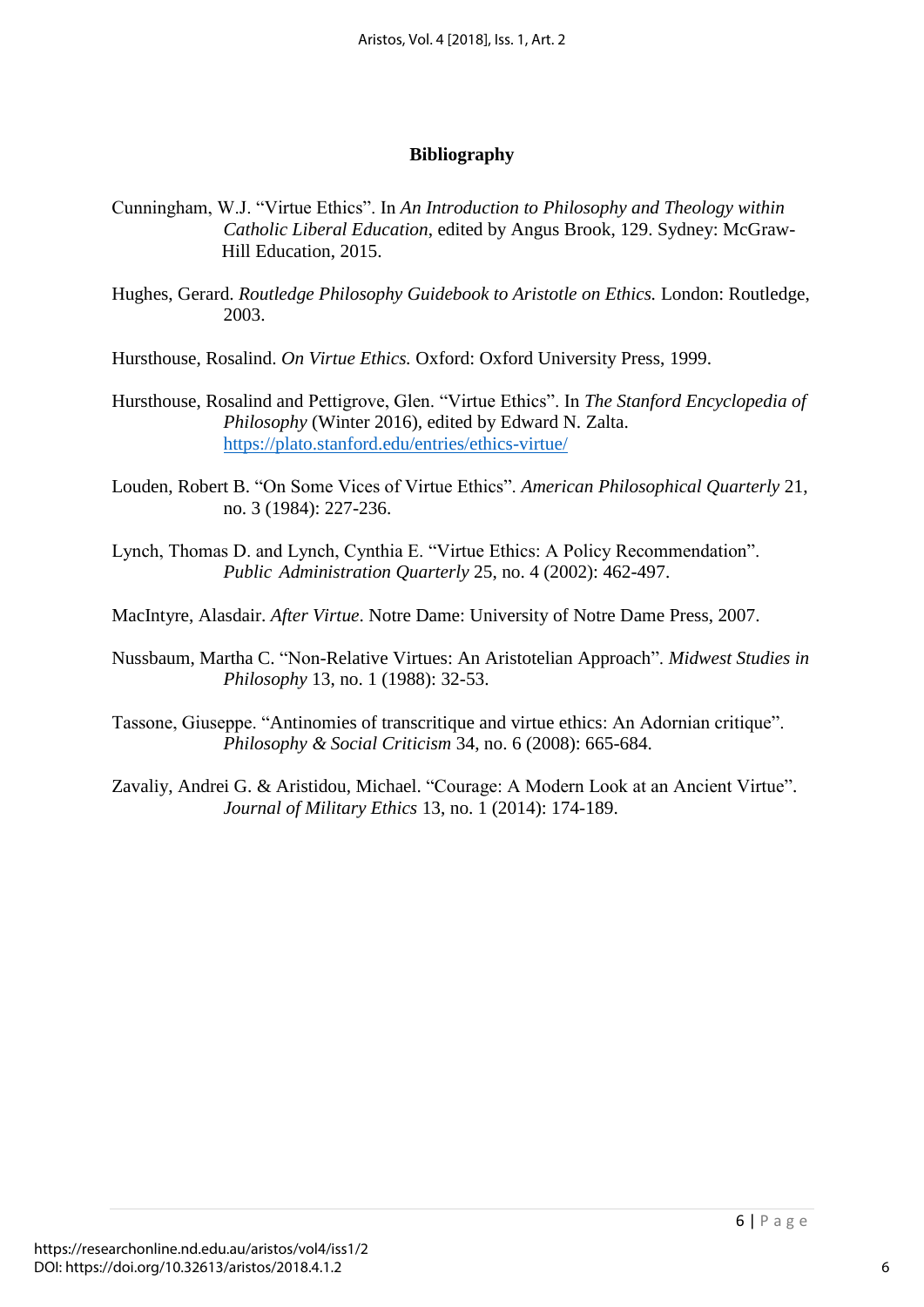## Bibliography

Cunningham, W.J. "Virtue Ethics". In *An Introduction to Philosophy and Theology within Catholic Liberal Education*, edited by Angus Brook, 129. Sydney: McGraw-Hill Education, 2015.

Hughes, Gerard. *Routledge Philosophy Guidebook to Aristotle on Ethics.* London: Routledge, 2003.

Hursthouse, Rosalind. *On Virtue Ethics.* Oxford: Oxford University Press, 1999.

Hursthouse, Rosalind and Pettigrove, Glen. "Virtue Ethics". In *The Stanford Encyclopedia of Philosophy* (Winter 2016), edited by Edward N. Zalta. https://plato.stanford.edu/entries/ethics-virtue/

Louden, Robert B. "On Some Vices of Virtue Ethics". *American Philosophical Quarterly* 21, no. 3 (1984): 227-236.

Lynch, Thomas D. and Lynch, Cynthia E. "Virtue Ethics: A Policy Recommendation". *Public Administration Quarterly* 25, no. 4 (2002): 462-497.

MacIntyre, Alasdair. *After Virtue*. Notre Dame: University of Notre Dame Press, 2007.

Nussbaum, Martha C. "Non-Relative Virtues: An Aristotelian Approach". *Midwest Studies in Philosophy* 13, no. 1 (1988): 32-53.

Tassone, Giuseppe. "Antinomies of transcritique and virtue ethics: An Adornian critique". *Philosophy & Social Criticism* 34, no. 6 (2008): 665-684.

Zavaliy, Andrei G. & Aristidou, Michael. "Courage: A Modern Look at an Ancient Virtue". *Journal of Military Ethics* 13, no. 1 (2014): 174-189.